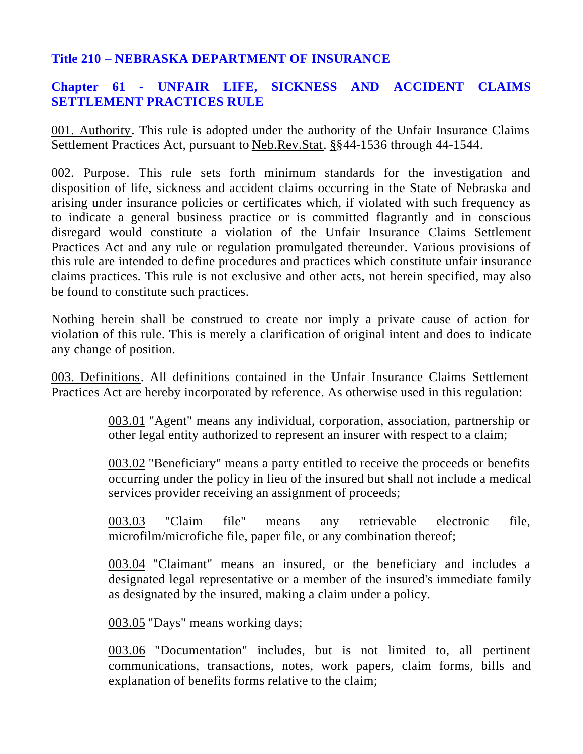# Title 210 – NEBRASKA DEPARTMENT OF INSURANCE

## Chapter 61 - UNFAIR LIFE, SICKNESS AND ACCIDENT CLAIMS SETTLEMENT PRACTICES RULE

001. Authority. This rule is adopted under the authority of the Unfair Insurance Claims Settlement Practices Act, pursuant to Neb.Rev.Stat. §§44-1536 through 44-1544.

002. Purpose. This rule sets forth minimum standards for the investigation and disposition of life, sickness and accident claims occurring in the State of Nebraska and arising under insurance policies or certificates which, if violated with such frequency as to indicate a general business practice or is committed flagrantly and in conscious disregard would constitute a violation of the Unfair Insurance Claims Settlement Practices Act and any rule or regulation promulgated thereunder. Various provisions of this rule are intended to define procedures and practices which constitute unfair insurance claims practices. This rule is not exclusive and other acts, not herein specified, may also be found to constitute such practices.

Nothing herein shall be construed to create nor imply a private cause of action for violation of this rule. This is merely a clarification of original intent and does to indicate any change of position.

003. Definitions. All definitions contained in the Unfair Insurance Claims Settlement Practices Act are hereby incorporated by reference. As otherwise used in this regulation:

> 003.01 "Agent" means any individual, corporation, association, partnership or other legal entity authorized to represent an insurer with respect to a claim;
>
> 003.02 "Beneficiary" means a party entitled to receive the proceeds or benefits occurring under the policy in lieu of the insured but shall not include a medical services provider receiving an assignment of proceeds;
>
> 003.03 "Claim file" means any retrievable electronic file, microfilm/microfiche file, paper file, or any combination thereof;
>
> 003.04 "Claimant" means an insured, or the beneficiary and includes a designated legal representative or a member of the insured's immediate family as designated by the insured, making a claim under a policy.
>
> 003.05 "Days" means working days;
>
> 003.06 "Documentation" includes, but is not limited to, all pertinent communications, transactions, notes, work papers, claim forms, bills and explanation of benefits forms relative to the claim;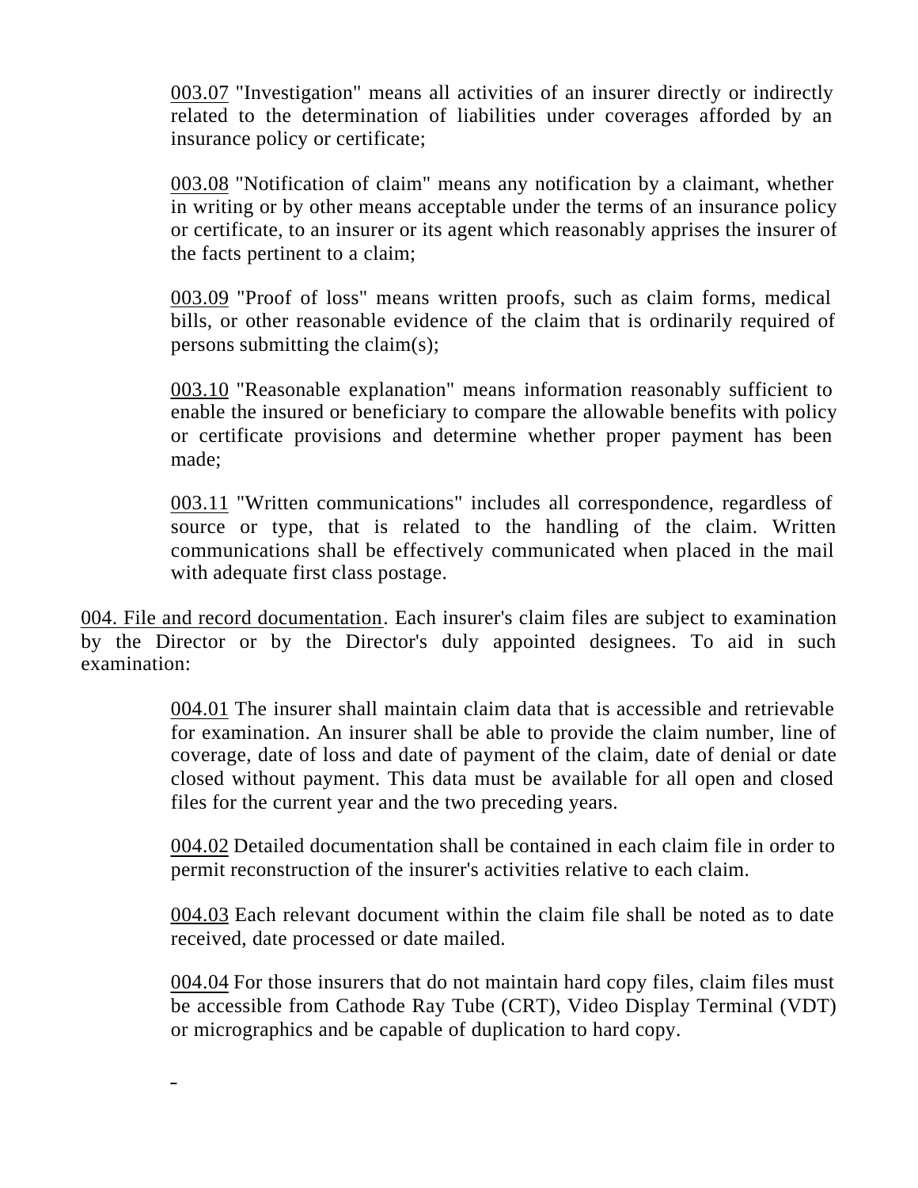003.07 "Investigation" means all activities of an insurer directly or indirectly related to the determination of liabilities under coverages afforded by an insurance policy or certificate;

003.08 "Notification of claim" means any notification by a claimant, whether in writing or by other means acceptable under the terms of an insurance policy or certificate, to an insurer or its agent which reasonably apprises the insurer of the facts pertinent to a claim;

003.09 "Proof of loss" means written proofs, such as claim forms, medical bills, or other reasonable evidence of the claim that is ordinarily required of persons submitting the claim(s);

003.10 "Reasonable explanation" means information reasonably sufficient to enable the insured or beneficiary to compare the allowable benefits with policy or certificate provisions and determine whether proper payment has been made;

003.11 "Written communications" includes all correspondence, regardless of source or type, that is related to the handling of the claim. Written communications shall be effectively communicated when placed in the mail with adequate first class postage.

004. File and record documentation. Each insurer's claim files are subject to examination by the Director or by the Director's duly appointed designees. To aid in such examination:

004.01 The insurer shall maintain claim data that is accessible and retrievable for examination. An insurer shall be able to provide the claim number, line of coverage, date of loss and date of payment of the claim, date of denial or date closed without payment. This data must be available for all open and closed files for the current year and the two preceding years.

004.02 Detailed documentation shall be contained in each claim file in order to permit reconstruction of the insurer's activities relative to each claim.

004.03 Each relevant document within the claim file shall be noted as to date received, date processed or date mailed.

004.04 For those insurers that do not maintain hard copy files, claim files must be accessible from Cathode Ray Tube (CRT), Video Display Terminal (VDT) or micrographics and be capable of duplication to hard copy.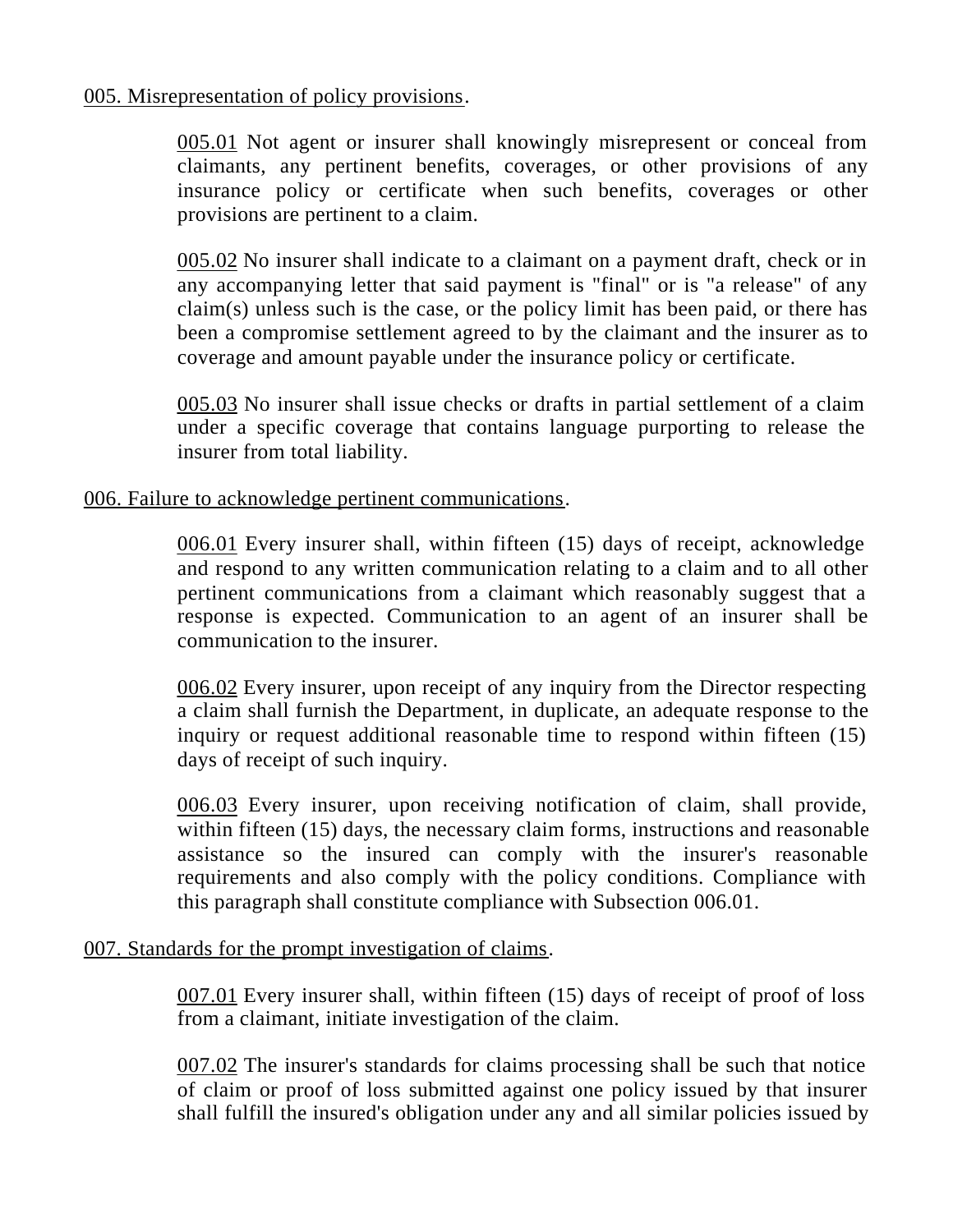005. Misrepresentation of policy provisions.

005.01 Not agent or insurer shall knowingly misrepresent or conceal from claimants, any pertinent benefits, coverages, or other provisions of any insurance policy or certificate when such benefits, coverages or other provisions are pertinent to a claim.

005.02 No insurer shall indicate to a claimant on a payment draft, check or in any accompanying letter that said payment is "final" or is "a release" of any claim(s) unless such is the case, or the policy limit has been paid, or there has been a compromise settlement agreed to by the claimant and the insurer as to coverage and amount payable under the insurance policy or certificate.

005.03 No insurer shall issue checks or drafts in partial settlement of a claim under a specific coverage that contains language purporting to release the insurer from total liability.

006. Failure to acknowledge pertinent communications.

006.01 Every insurer shall, within fifteen (15) days of receipt, acknowledge and respond to any written communication relating to a claim and to all other pertinent communications from a claimant which reasonably suggest that a response is expected. Communication to an agent of an insurer shall be communication to the insurer.

006.02 Every insurer, upon receipt of any inquiry from the Director respecting a claim shall furnish the Department, in duplicate, an adequate response to the inquiry or request additional reasonable time to respond within fifteen (15) days of receipt of such inquiry.

006.03 Every insurer, upon receiving notification of claim, shall provide, within fifteen (15) days, the necessary claim forms, instructions and reasonable assistance so the insured can comply with the insurer's reasonable requirements and also comply with the policy conditions. Compliance with this paragraph shall constitute compliance with Subsection 006.01.

007. Standards for the prompt investigation of claims.

007.01 Every insurer shall, within fifteen (15) days of receipt of proof of loss from a claimant, initiate investigation of the claim.

007.02 The insurer's standards for claims processing shall be such that notice of claim or proof of loss submitted against one policy issued by that insurer shall fulfill the insured's obligation under any and all similar policies issued by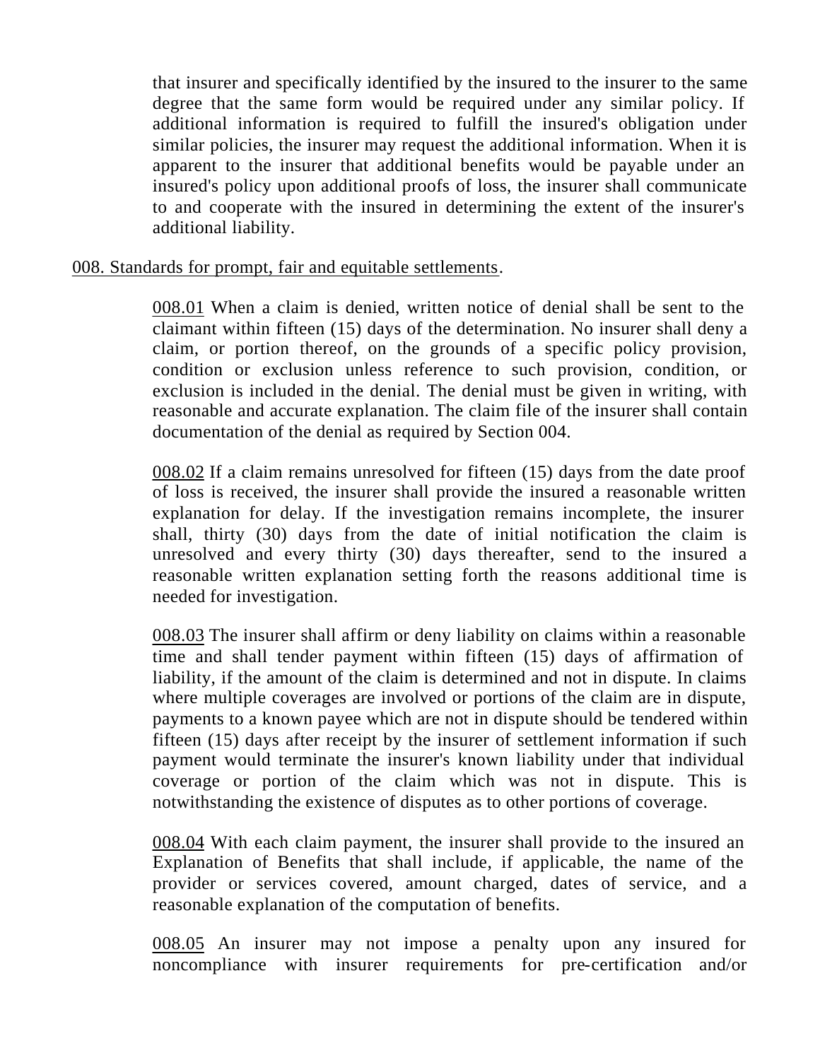that insurer and specifically identified by the insured to the insurer to the same degree that the same form would be required under any similar policy. If additional information is required to fulfill the insured's obligation under similar policies, the insurer may request the additional information. When it is apparent to the insurer that additional benefits would be payable under an insured's policy upon additional proofs of loss, the insurer shall communicate to and cooperate with the insured in determining the extent of the insurer's additional liability.

008. Standards for prompt, fair and equitable settlements.

008.01 When a claim is denied, written notice of denial shall be sent to the claimant within fifteen (15) days of the determination. No insurer shall deny a claim, or portion thereof, on the grounds of a specific policy provision, condition or exclusion unless reference to such provision, condition, or exclusion is included in the denial. The denial must be given in writing, with reasonable and accurate explanation. The claim file of the insurer shall contain documentation of the denial as required by Section 004.

008.02 If a claim remains unresolved for fifteen (15) days from the date proof of loss is received, the insurer shall provide the insured a reasonable written explanation for delay. If the investigation remains incomplete, the insurer shall, thirty (30) days from the date of initial notification the claim is unresolved and every thirty (30) days thereafter, send to the insured a reasonable written explanation setting forth the reasons additional time is needed for investigation.

008.03 The insurer shall affirm or deny liability on claims within a reasonable time and shall tender payment within fifteen (15) days of affirmation of liability, if the amount of the claim is determined and not in dispute. In claims where multiple coverages are involved or portions of the claim are in dispute, payments to a known payee which are not in dispute should be tendered within fifteen (15) days after receipt by the insurer of settlement information if such payment would terminate the insurer's known liability under that individual coverage or portion of the claim which was not in dispute. This is notwithstanding the existence of disputes as to other portions of coverage.

008.04 With each claim payment, the insurer shall provide to the insured an Explanation of Benefits that shall include, if applicable, the name of the provider or services covered, amount charged, dates of service, and a reasonable explanation of the computation of benefits.

008.05 An insurer may not impose a penalty upon any insured for noncompliance with insurer requirements for pre-certification and/or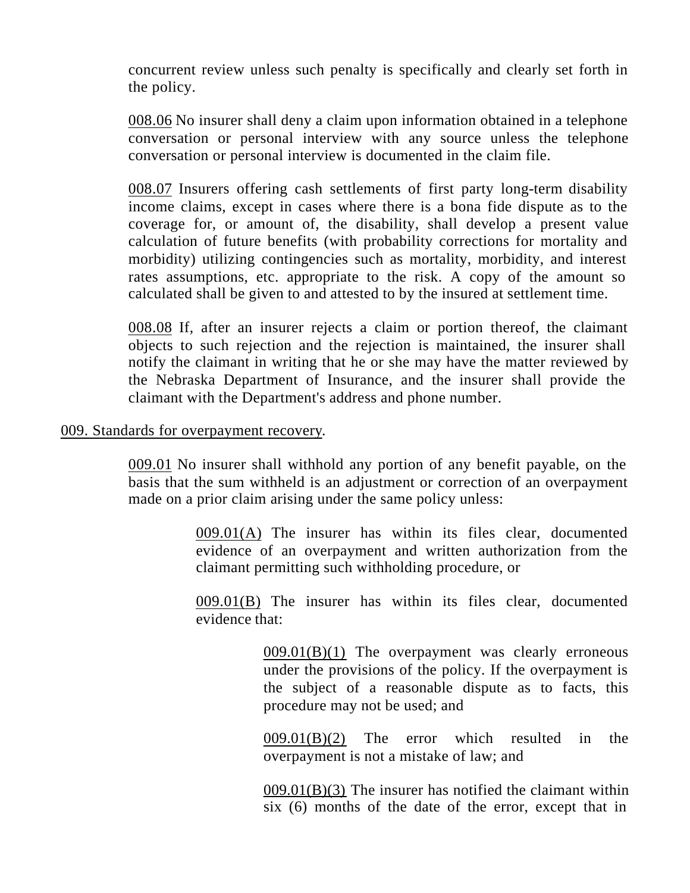concurrent review unless such penalty is specifically and clearly set forth in the policy.

008.06 No insurer shall deny a claim upon information obtained in a telephone conversation or personal interview with any source unless the telephone conversation or personal interview is documented in the claim file.

008.07 Insurers offering cash settlements of first party long-term disability income claims, except in cases where there is a bona fide dispute as to the coverage for, or amount of, the disability, shall develop a present value calculation of future benefits (with probability corrections for mortality and morbidity) utilizing contingencies such as mortality, morbidity, and interest rates assumptions, etc. appropriate to the risk. A copy of the amount so calculated shall be given to and attested to by the insured at settlement time.

008.08 If, after an insurer rejects a claim or portion thereof, the claimant objects to such rejection and the rejection is maintained, the insurer shall notify the claimant in writing that he or she may have the matter reviewed by the Nebraska Department of Insurance, and the insurer shall provide the claimant with the Department's address and phone number.

009. Standards for overpayment recovery.

009.01 No insurer shall withhold any portion of any benefit payable, on the basis that the sum withheld is an adjustment or correction of an overpayment made on a prior claim arising under the same policy unless:

009.01(A) The insurer has within its files clear, documented evidence of an overpayment and written authorization from the claimant permitting such withholding procedure, or

009.01(B) The insurer has within its files clear, documented evidence that:

009.01(B)(1) The overpayment was clearly erroneous under the provisions of the policy. If the overpayment is the subject of a reasonable dispute as to facts, this procedure may not be used; and

009.01(B)(2) The error which resulted in the overpayment is not a mistake of law; and

009.01(B)(3) The insurer has notified the claimant within six (6) months of the date of the error, except that in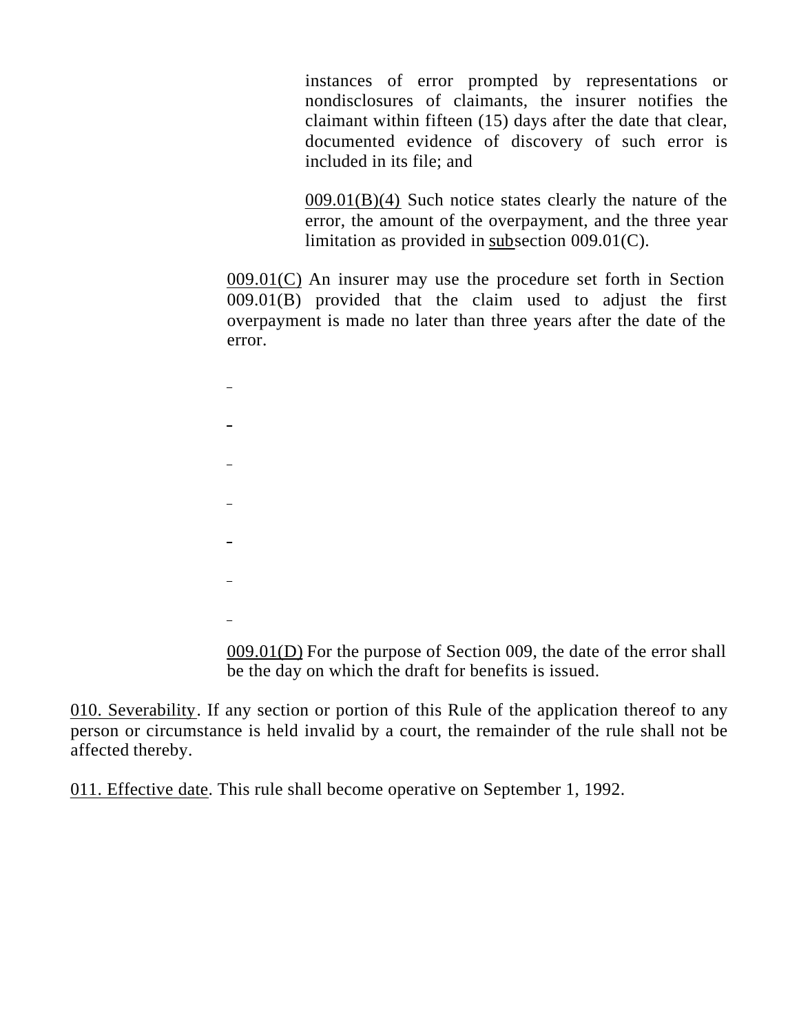instances of error prompted by representations or nondisclosures of claimants, the insurer notifies the claimant within fifteen (15) days after the date that clear, documented evidence of discovery of such error is included in its file; and

009.01(B)(4) Such notice states clearly the nature of the error, the amount of the overpayment, and the three year limitation as provided in subsection 009.01(C).

009.01(C) An insurer may use the procedure set forth in Section 009.01(B) provided that the claim used to adjust the first overpayment is made no later than three years after the date of the error.

009.01(D) For the purpose of Section 009, the date of the error shall be the day on which the draft for benefits is issued.

010. Severability. If any section or portion of this Rule of the application thereof to any person or circumstance is held invalid by a court, the remainder of the rule shall not be affected thereby.

011. Effective date. This rule shall become operative on September 1, 1992.